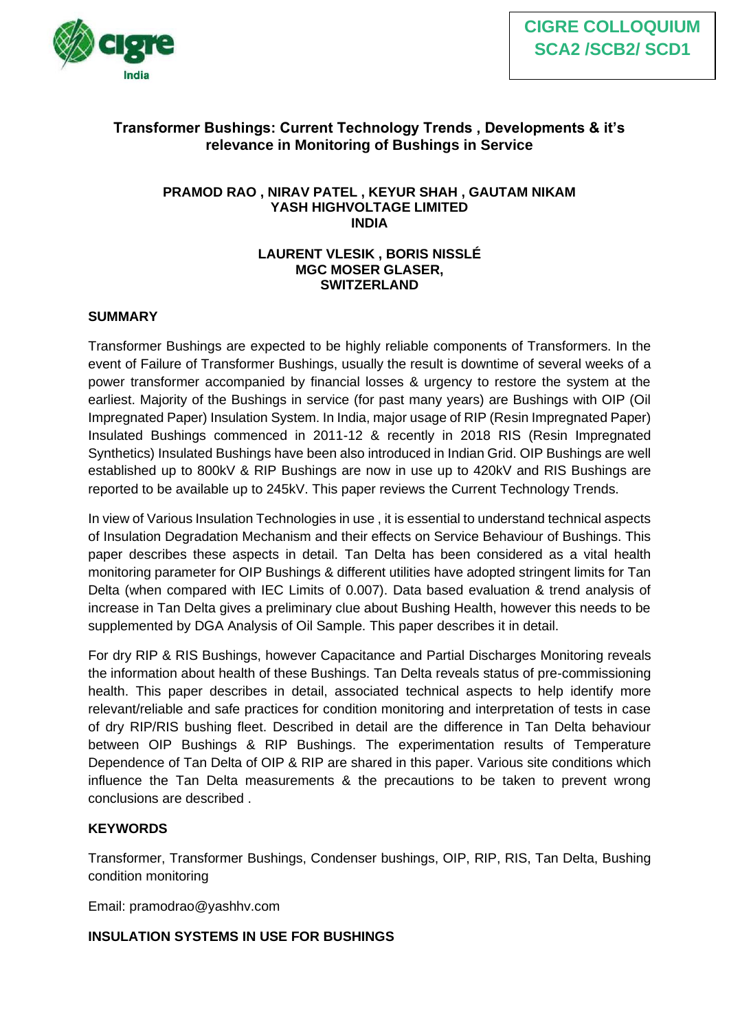CIGRE COLLOQUIUM
SCA2 /SCB2/ SCD1

# Transformer Bushings: Current Technology Trends , Developments & it's relevance in Monitoring of Bushings in Service

**PRAMOD RAO , NIRAV PATEL , KEYUR SHAH , GAUTAM NIKAM**
**YASH HIGHVOLTAGE LIMITED**
**INDIA**

**LAURENT VLESIK , BORIS NISSLÉ**
**MGC MOSER GLASER,**
**SWITZERLAND**

## SUMMARY

Transformer Bushings are expected to be highly reliable components of Transformers. In the event of Failure of Transformer Bushings, usually the result is downtime of several weeks of a power transformer accompanied by financial losses & urgency to restore the system at the earliest. Majority of the Bushings in service (for past many years) are Bushings with OIP (Oil Impregnated Paper) Insulation System. In India, major usage of RIP (Resin Impregnated Paper) Insulated Bushings commenced in 2011-12 & recently in 2018 RIS (Resin Impregnated Synthetics) Insulated Bushings have been also introduced in Indian Grid. OIP Bushings are well established up to 800kV & RIP Bushings are now in use up to 420kV and RIS Bushings are reported to be available up to 245kV. This paper reviews the Current Technology Trends.

In view of Various Insulation Technologies in use , it is essential to understand technical aspects of Insulation Degradation Mechanism and their effects on Service Behaviour of Bushings. This paper describes these aspects in detail. Tan Delta has been considered as a vital health monitoring parameter for OIP Bushings & different utilities have adopted stringent limits for Tan Delta (when compared with IEC Limits of 0.007). Data based evaluation & trend analysis of increase in Tan Delta gives a preliminary clue about Bushing Health, however this needs to be supplemented by DGA Analysis of Oil Sample. This paper describes it in detail.

For dry RIP & RIS Bushings, however Capacitance and Partial Discharges Monitoring reveals the information about health of these Bushings. Tan Delta reveals status of pre-commissioning health. This paper describes in detail, associated technical aspects to help identify more relevant/reliable and safe practices for condition monitoring and interpretation of tests in case of dry RIP/RIS bushing fleet. Described in detail are the difference in Tan Delta behaviour between OIP Bushings & RIP Bushings. The experimentation results of Temperature Dependence of Tan Delta of OIP & RIP are shared in this paper. Various site conditions which influence the Tan Delta measurements & the precautions to be taken to prevent wrong conclusions are described .

## KEYWORDS

Transformer, Transformer Bushings, Condenser bushings, OIP, RIP, RIS, Tan Delta, Bushing condition monitoring

Email: pramodrao@yashhv.com

## INSULATION SYSTEMS IN USE FOR BUSHINGS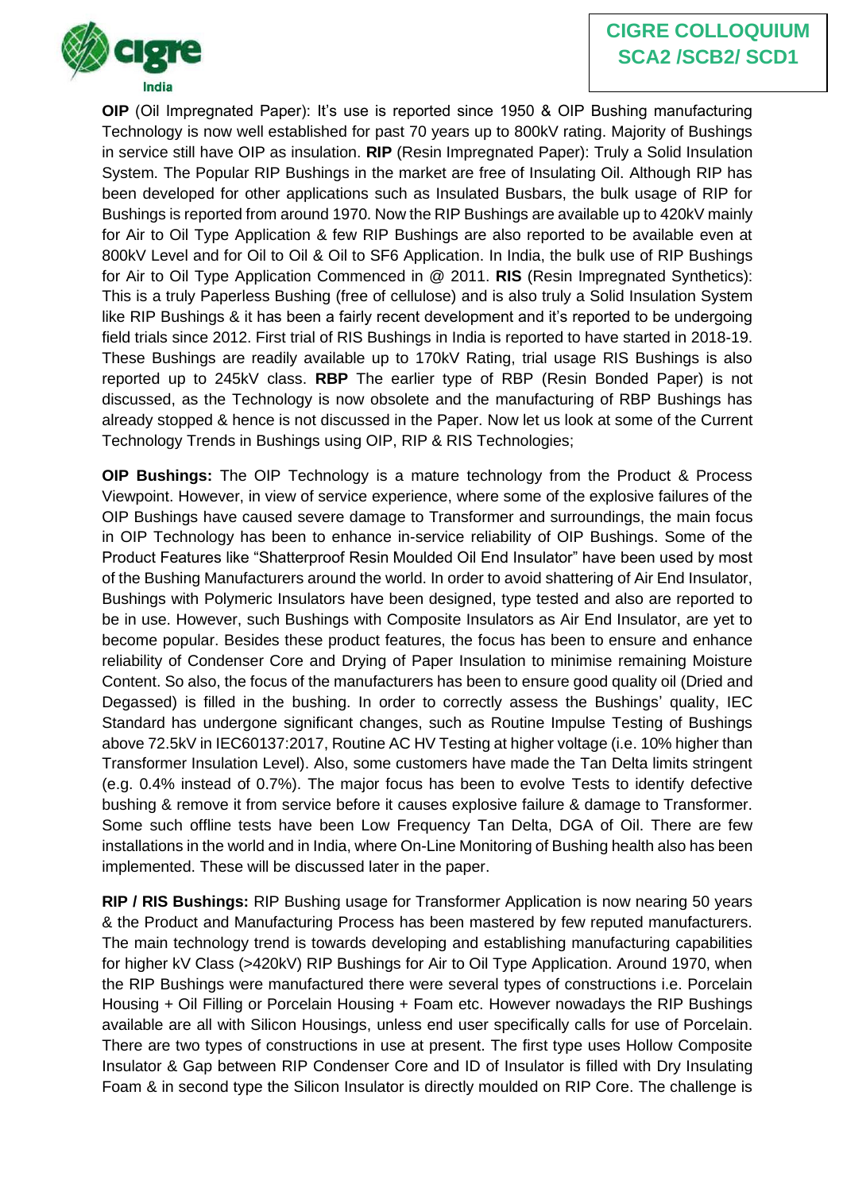**OIP** (Oil Impregnated Paper): It's use is reported since 1950 & OIP Bushing manufacturing Technology is now well established for past 70 years up to 800kV rating. Majority of Bushings in service still have OIP as insulation. **RIP** (Resin Impregnated Paper): Truly a Solid Insulation System. The Popular RIP Bushings in the market are free of Insulating Oil. Although RIP has been developed for other applications such as Insulated Busbars, the bulk usage of RIP for Bushings is reported from around 1970. Now the RIP Bushings are available up to 420kV mainly for Air to Oil Type Application & few RIP Bushings are also reported to be available even at 800kV Level and for Oil to Oil & Oil to SF6 Application. In India, the bulk use of RIP Bushings for Air to Oil Type Application Commenced in @ 2011. **RIS** (Resin Impregnated Synthetics): This is a truly Paperless Bushing (free of cellulose) and is also truly a Solid Insulation System like RIP Bushings & it has been a fairly recent development and it's reported to be undergoing field trials since 2012. First trial of RIS Bushings in India is reported to have started in 2018-19. These Bushings are readily available up to 170kV Rating, trial usage RIS Bushings is also reported up to 245kV class. **RBP** The earlier type of RBP (Resin Bonded Paper) is not discussed, as the Technology is now obsolete and the manufacturing of RBP Bushings has already stopped & hence is not discussed in the Paper. Now let us look at some of the Current Technology Trends in Bushings using OIP, RIP & RIS Technologies;

**OIP Bushings:** The OIP Technology is a mature technology from the Product & Process Viewpoint. However, in view of service experience, where some of the explosive failures of the OIP Bushings have caused severe damage to Transformer and surroundings, the main focus in OIP Technology has been to enhance in-service reliability of OIP Bushings. Some of the Product Features like "Shatterproof Resin Moulded Oil End Insulator" have been used by most of the Bushing Manufacturers around the world. In order to avoid shattering of Air End Insulator, Bushings with Polymeric Insulators have been designed, type tested and also are reported to be in use. However, such Bushings with Composite Insulators as Air End Insulator, are yet to become popular. Besides these product features, the focus has been to ensure and enhance reliability of Condenser Core and Drying of Paper Insulation to minimise remaining Moisture Content. So also, the focus of the manufacturers has been to ensure good quality oil (Dried and Degassed) is filled in the bushing. In order to correctly assess the Bushings' quality, IEC Standard has undergone significant changes, such as Routine Impulse Testing of Bushings above 72.5kV in IEC60137:2017, Routine AC HV Testing at higher voltage (i.e. 10% higher than Transformer Insulation Level). Also, some customers have made the Tan Delta limits stringent (e.g. 0.4% instead of 0.7%). The major focus has been to evolve Tests to identify defective bushing & remove it from service before it causes explosive failure & damage to Transformer. Some such offline tests have been Low Frequency Tan Delta, DGA of Oil. There are few installations in the world and in India, where On-Line Monitoring of Bushing health also has been implemented. These will be discussed later in the paper.

**RIP / RIS Bushings:** RIP Bushing usage for Transformer Application is now nearing 50 years & the Product and Manufacturing Process has been mastered by few reputed manufacturers. The main technology trend is towards developing and establishing manufacturing capabilities for higher kV Class (>420kV) RIP Bushings for Air to Oil Type Application. Around 1970, when the RIP Bushings were manufactured there were several types of constructions i.e. Porcelain Housing + Oil Filling or Porcelain Housing + Foam etc. However nowadays the RIP Bushings available are all with Silicon Housings, unless end user specifically calls for use of Porcelain. There are two types of constructions in use at present. The first type uses Hollow Composite Insulator & Gap between RIP Condenser Core and ID of Insulator is filled with Dry Insulating Foam & in second type the Silicon Insulator is directly moulded on RIP Core. The challenge is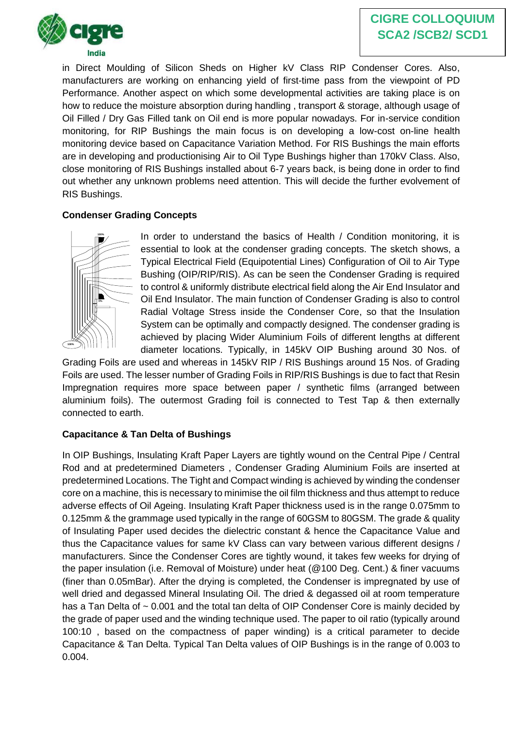in Direct Moulding of Silicon Sheds on Higher kV Class RIP Condenser Cores. Also, manufacturers are working on enhancing yield of first-time pass from the viewpoint of PD Performance. Another aspect on which some developmental activities are taking place is on how to reduce the moisture absorption during handling , transport & storage, although usage of Oil Filled / Dry Gas Filled tank on Oil end is more popular nowadays. For in-service condition monitoring, for RIP Bushings the main focus is on developing a low-cost on-line health monitoring device based on Capacitance Variation Method. For RIS Bushings the main efforts are in developing and productionising Air to Oil Type Bushings higher than 170kV Class. Also, close monitoring of RIS Bushings installed about 6-7 years back, is being done in order to find out whether any unknown problems need attention. This will decide the further evolvement of RIS Bushings.

**Condenser Grading Concepts**

In order to understand the basics of Health / Condition monitoring, it is essential to look at the condenser grading concepts. The sketch shows, a Typical Electrical Field (Equipotential Lines) Configuration of Oil to Air Type Bushing (OIP/RIP/RIS). As can be seen the Condenser Grading is required to control & uniformly distribute electrical field along the Air End Insulator and Oil End Insulator. The main function of Condenser Grading is also to control Radial Voltage Stress inside the Condenser Core, so that the Insulation System can be optimally and compactly designed. The condenser grading is achieved by placing Wider Aluminium Foils of different lengths at different diameter locations. Typically, in 145kV OIP Bushing around 30 Nos. of Grading Foils are used and whereas in 145kV RIP / RIS Bushings around 15 Nos. of Grading Foils are used. The lesser number of Grading Foils in RIP/RIS Bushings is due to fact that Resin Impregnation requires more space between paper / synthetic films (arranged between aluminium foils). The outermost Grading foil is connected to Test Tap & then externally connected to earth.

**Capacitance & Tan Delta of Bushings**

In OIP Bushings, Insulating Kraft Paper Layers are tightly wound on the Central Pipe / Central Rod and at predetermined Diameters , Condenser Grading Aluminium Foils are inserted at predetermined Locations. The Tight and Compact winding is achieved by winding the condenser core on a machine, this is necessary to minimise the oil film thickness and thus attempt to reduce adverse effects of Oil Ageing. Insulating Kraft Paper thickness used is in the range 0.075mm to 0.125mm & the grammage used typically in the range of 60GSM to 80GSM. The grade & quality of Insulating Paper used decides the dielectric constant & hence the Capacitance Value and thus the Capacitance values for same kV Class can vary between various different designs / manufacturers. Since the Condenser Cores are tightly wound, it takes few weeks for drying of the paper insulation (i.e. Removal of Moisture) under heat (@100 Deg. Cent.) & finer vacuums (finer than 0.05mBar). After the drying is completed, the Condenser is impregnated by use of well dried and degassed Mineral Insulating Oil. The dried & degassed oil at room temperature has a Tan Delta of ~ 0.001 and the total tan delta of OIP Condenser Core is mainly decided by the grade of paper used and the winding technique used. The paper to oil ratio (typically around 100:10 , based on the compactness of paper winding) is a critical parameter to decide Capacitance & Tan Delta. Typical Tan Delta values of OIP Bushings is in the range of 0.003 to 0.004.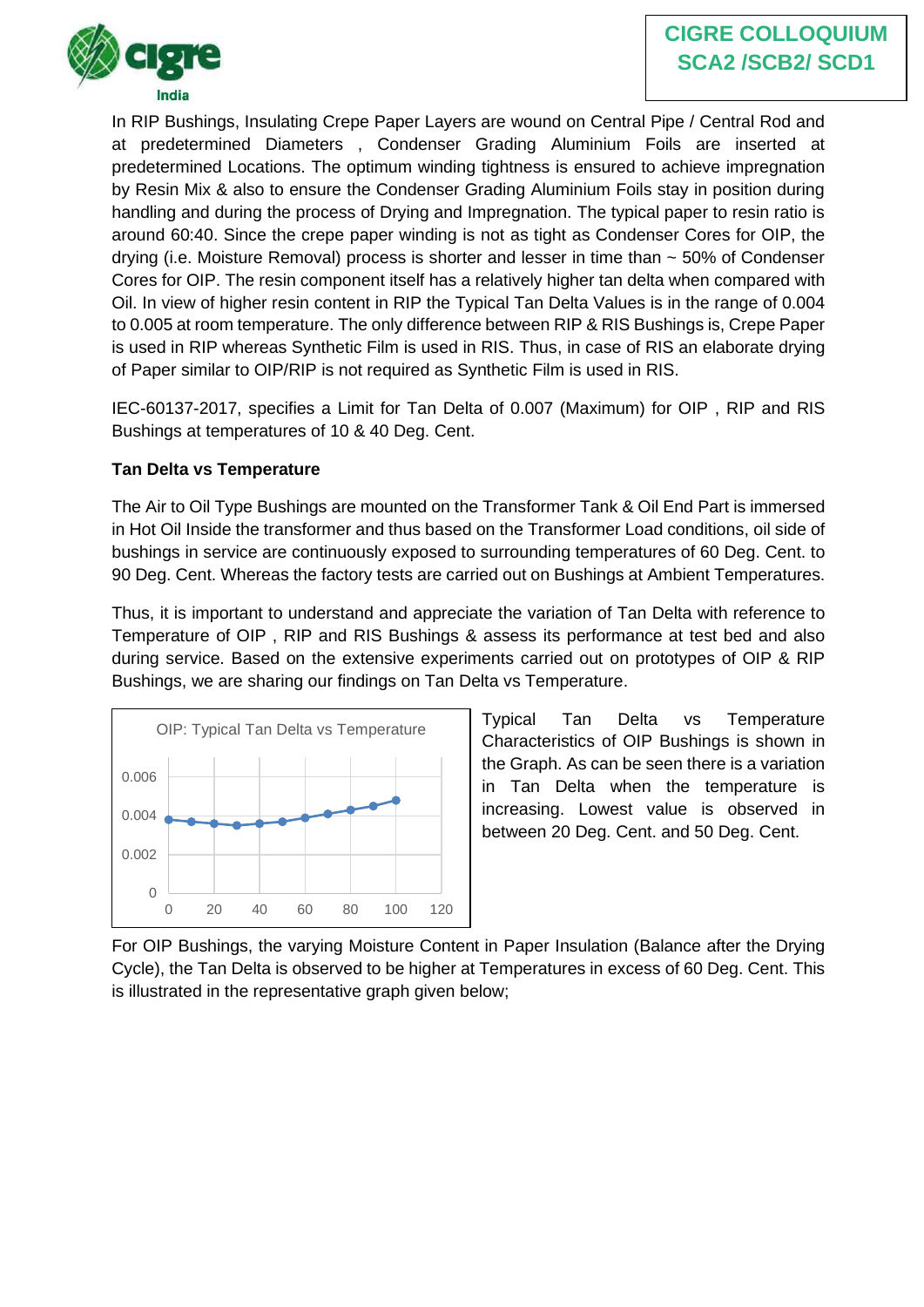In RIP Bushings, Insulating Crepe Paper Layers are wound on Central Pipe / Central Rod and at predetermined Diameters , Condenser Grading Aluminium Foils are inserted at predetermined Locations. The optimum winding tightness is ensured to achieve impregnation by Resin Mix & also to ensure the Condenser Grading Aluminium Foils stay in position during handling and during the process of Drying and Impregnation. The typical paper to resin ratio is around 60:40. Since the crepe paper winding is not as tight as Condenser Cores for OIP, the drying (i.e. Moisture Removal) process is shorter and lesser in time than ~ 50% of Condenser Cores for OIP. The resin component itself has a relatively higher tan delta when compared with Oil. In view of higher resin content in RIP the Typical Tan Delta Values is in the range of 0.004 to 0.005 at room temperature. The only difference between RIP & RIS Bushings is, Crepe Paper is used in RIP whereas Synthetic Film is used in RIS. Thus, in case of RIS an elaborate drying of Paper similar to OIP/RIP is not required as Synthetic Film is used in RIS.

IEC-60137-2017, specifies a Limit for Tan Delta of 0.007 (Maximum) for OIP , RIP and RIS Bushings at temperatures of 10 & 40 Deg. Cent.

**Tan Delta vs Temperature**

The Air to Oil Type Bushings are mounted on the Transformer Tank & Oil End Part is immersed in Hot Oil Inside the transformer and thus based on the Transformer Load conditions, oil side of bushings in service are continuously exposed to surrounding temperatures of 60 Deg. Cent. to 90 Deg. Cent. Whereas the factory tests are carried out on Bushings at Ambient Temperatures.

Thus, it is important to understand and appreciate the variation of Tan Delta with reference to Temperature of OIP , RIP and RIS Bushings & assess its performance at test bed and also during service. Based on the extensive experiments carried out on prototypes of OIP & RIP Bushings, we are sharing our findings on Tan Delta vs Temperature.

OIP: Typical Tan Delta vs Temperature

Typical Tan Delta vs Temperature Characteristics of OIP Bushings is shown in the Graph. As can be seen there is a variation in Tan Delta when the temperature is increasing. Lowest value is observed in between 20 Deg. Cent. and 50 Deg. Cent.

For OIP Bushings, the varying Moisture Content in Paper Insulation (Balance after the Drying Cycle), the Tan Delta is observed to be higher at Temperatures in excess of 60 Deg. Cent. This is illustrated in the representative graph given below;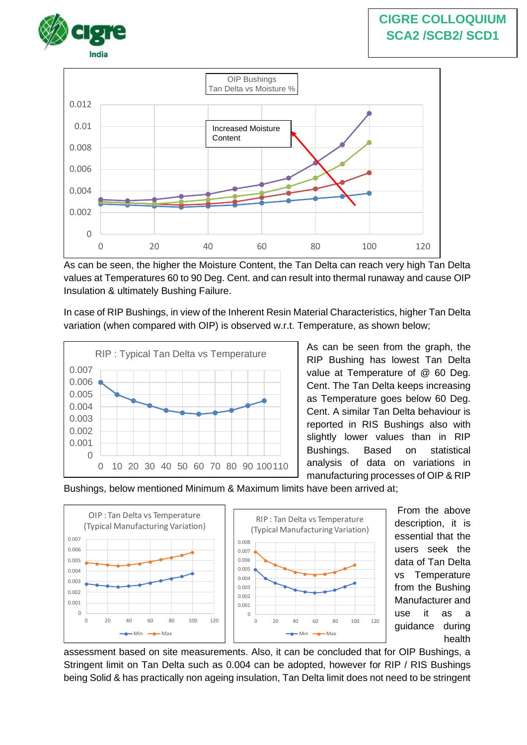As can be seen, the higher the Moisture Content, the Tan Delta can reach very high Tan Delta values at Temperatures 60 to 90 Deg. Cent. and can result into thermal runaway and cause OIP Insulation & ultimately Bushing Failure.

In case of RIP Bushings, in view of the Inherent Resin Material Characteristics, higher Tan Delta variation (when compared with OIP) is observed w.r.t. Temperature, as shown below;

As can be seen from the graph, the RIP Bushing has lowest Tan Delta value at Temperature of @ 60 Deg. Cent. The Tan Delta keeps increasing as Temperature goes below 60 Deg. Cent. A similar Tan Delta behaviour is reported in RIS Bushings also with slightly lower values than in RIP Bushings. Based on statistical analysis of data on variations in manufacturing processes of OIP & RIP Bushings, below mentioned Minimum & Maximum limits have been arrived at;

From the above description, it is essential that the users seek the data of Tan Delta vs Temperature from the Bushing Manufacturer and use it as a guidance during health assessment based on site measurements. Also, it can be concluded that for OIP Bushings, a Stringent limit on Tan Delta such as 0.004 can be adopted, however for RIP / RIS Bushings being Solid & has practically non ageing insulation, Tan Delta limit does not need to be stringent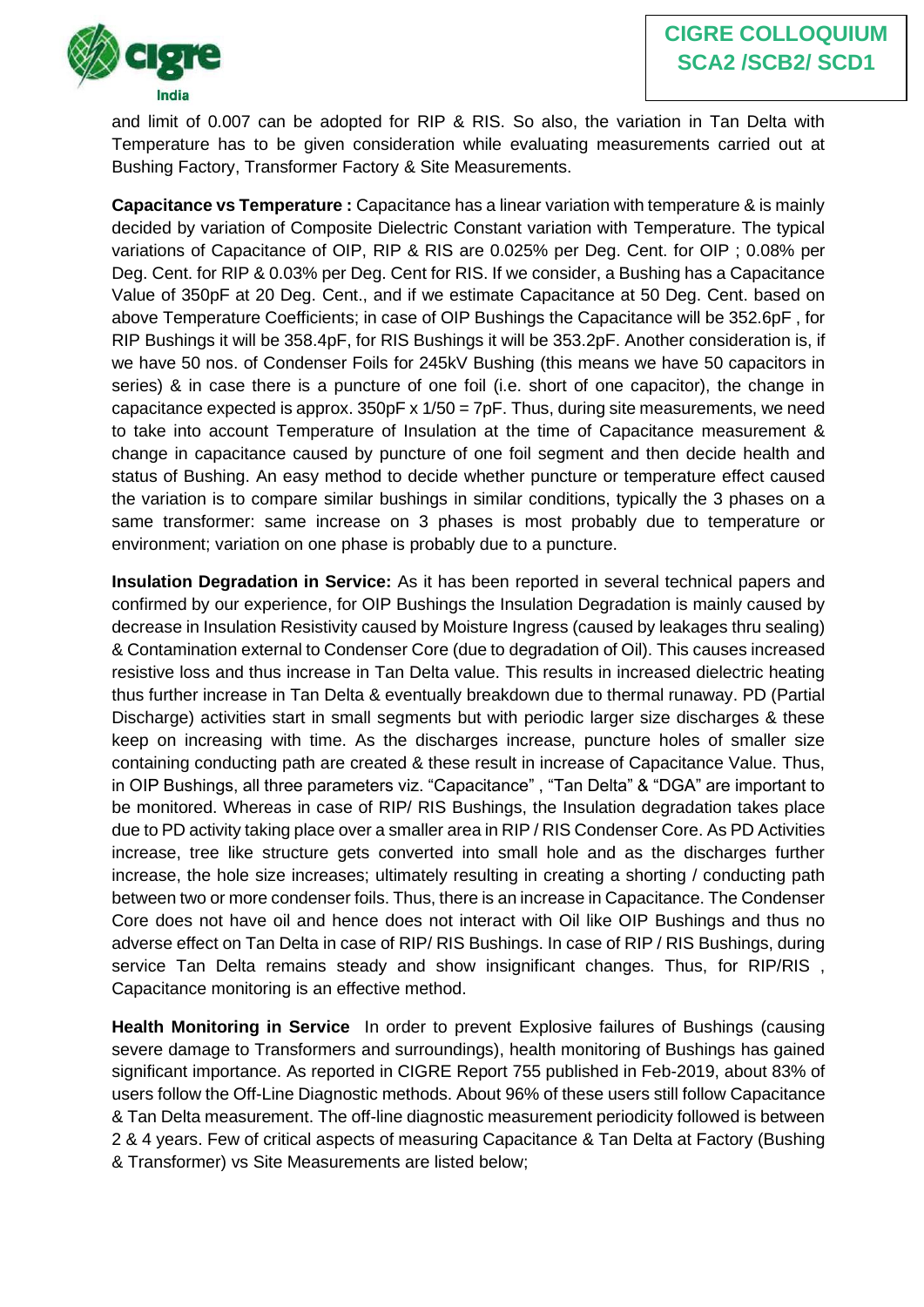and limit of 0.007 can be adopted for RIP & RIS. So also, the variation in Tan Delta with Temperature has to be given consideration while evaluating measurements carried out at Bushing Factory, Transformer Factory & Site Measurements.

**Capacitance vs Temperature :** Capacitance has a linear variation with temperature & is mainly decided by variation of Composite Dielectric Constant variation with Temperature. The typical variations of Capacitance of OIP, RIP & RIS are 0.025% per Deg. Cent. for OIP ; 0.08% per Deg. Cent. for RIP & 0.03% per Deg. Cent for RIS. If we consider, a Bushing has a Capacitance Value of 350pF at 20 Deg. Cent., and if we estimate Capacitance at 50 Deg. Cent. based on above Temperature Coefficients; in case of OIP Bushings the Capacitance will be 352.6pF , for RIP Bushings it will be 358.4pF, for RIS Bushings it will be 353.2pF. Another consideration is, if we have 50 nos. of Condenser Foils for 245kV Bushing (this means we have 50 capacitors in series) & in case there is a puncture of one foil (i.e. short of one capacitor), the change in capacitance expected is approx. 350pF x 1/50 = 7pF. Thus, during site measurements, we need to take into account Temperature of Insulation at the time of Capacitance measurement & change in capacitance caused by puncture of one foil segment and then decide health and status of Bushing. An easy method to decide whether puncture or temperature effect caused the variation is to compare similar bushings in similar conditions, typically the 3 phases on a same transformer: same increase on 3 phases is most probably due to temperature or environment; variation on one phase is probably due to a puncture.

**Insulation Degradation in Service:** As it has been reported in several technical papers and confirmed by our experience, for OIP Bushings the Insulation Degradation is mainly caused by decrease in Insulation Resistivity caused by Moisture Ingress (caused by leakages thru sealing) & Contamination external to Condenser Core (due to degradation of Oil). This causes increased resistive loss and thus increase in Tan Delta value. This results in increased dielectric heating thus further increase in Tan Delta & eventually breakdown due to thermal runaway. PD (Partial Discharge) activities start in small segments but with periodic larger size discharges & these keep on increasing with time. As the discharges increase, puncture holes of smaller size containing conducting path are created & these result in increase of Capacitance Value. Thus, in OIP Bushings, all three parameters viz. "Capacitance" , "Tan Delta" & "DGA" are important to be monitored. Whereas in case of RIP/ RIS Bushings, the Insulation degradation takes place due to PD activity taking place over a smaller area in RIP / RIS Condenser Core. As PD Activities increase, tree like structure gets converted into small hole and as the discharges further increase, the hole size increases; ultimately resulting in creating a shorting / conducting path between two or more condenser foils. Thus, there is an increase in Capacitance. The Condenser Core does not have oil and hence does not interact with Oil like OIP Bushings and thus no adverse effect on Tan Delta in case of RIP/ RIS Bushings. In case of RIP / RIS Bushings, during service Tan Delta remains steady and show insignificant changes. Thus, for RIP/RIS , Capacitance monitoring is an effective method.

**Health Monitoring in Service** In order to prevent Explosive failures of Bushings (causing severe damage to Transformers and surroundings), health monitoring of Bushings has gained significant importance. As reported in CIGRE Report 755 published in Feb-2019, about 83% of users follow the Off-Line Diagnostic methods. About 96% of these users still follow Capacitance & Tan Delta measurement. The off-line diagnostic measurement periodicity followed is between 2 & 4 years. Few of critical aspects of measuring Capacitance & Tan Delta at Factory (Bushing & Transformer) vs Site Measurements are listed below;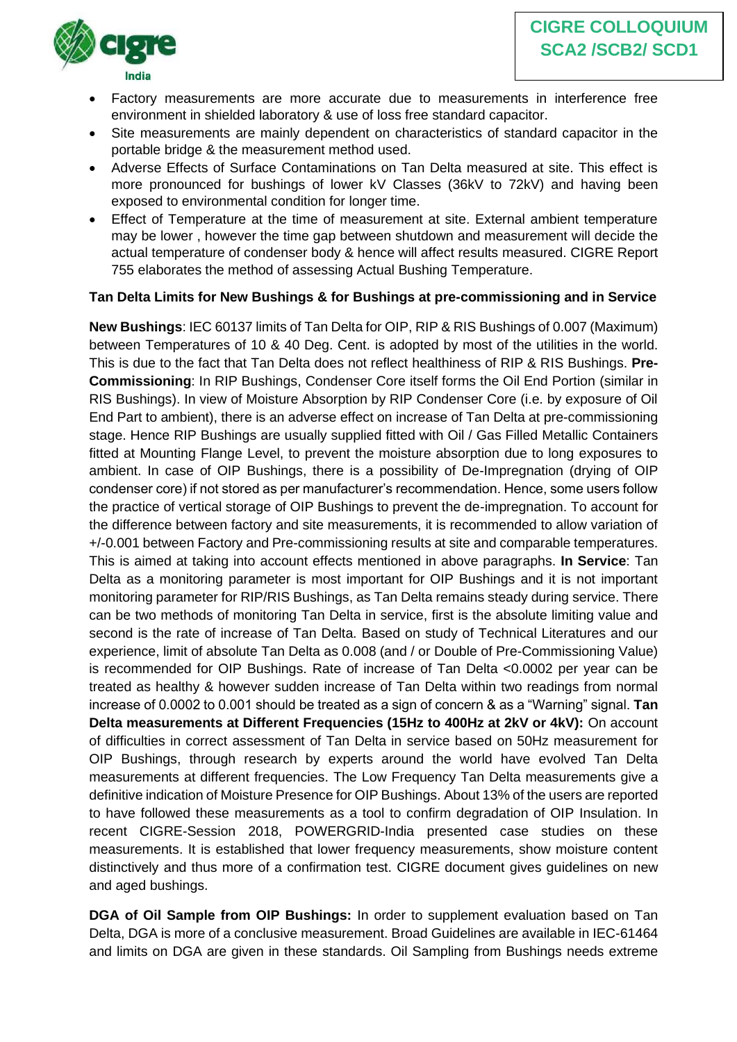- Factory measurements are more accurate due to measurements in interference free environment in shielded laboratory & use of loss free standard capacitor.
- Site measurements are mainly dependent on characteristics of standard capacitor in the portable bridge & the measurement method used.
- Adverse Effects of Surface Contaminations on Tan Delta measured at site. This effect is more pronounced for bushings of lower kV Classes (36kV to 72kV) and having been exposed to environmental condition for longer time.
- Effect of Temperature at the time of measurement at site. External ambient temperature may be lower , however the time gap between shutdown and measurement will decide the actual temperature of condenser body & hence will affect results measured. CIGRE Report 755 elaborates the method of assessing Actual Bushing Temperature.

**Tan Delta Limits for New Bushings & for Bushings at pre-commissioning and in Service**

**New Bushings**: IEC 60137 limits of Tan Delta for OIP, RIP & RIS Bushings of 0.007 (Maximum) between Temperatures of 10 & 40 Deg. Cent. is adopted by most of the utilities in the world. This is due to the fact that Tan Delta does not reflect healthiness of RIP & RIS Bushings. **Pre-Commissioning**: In RIP Bushings, Condenser Core itself forms the Oil End Portion (similar in RIS Bushings). In view of Moisture Absorption by RIP Condenser Core (i.e. by exposure of Oil End Part to ambient), there is an adverse effect on increase of Tan Delta at pre-commissioning stage. Hence RIP Bushings are usually supplied fitted with Oil / Gas Filled Metallic Containers fitted at Mounting Flange Level, to prevent the moisture absorption due to long exposures to ambient. In case of OIP Bushings, there is a possibility of De-Impregnation (drying of OIP condenser core) if not stored as per manufacturer's recommendation. Hence, some users follow the practice of vertical storage of OIP Bushings to prevent the de-impregnation. To account for the difference between factory and site measurements, it is recommended to allow variation of +/-0.001 between Factory and Pre-commissioning results at site and comparable temperatures. This is aimed at taking into account effects mentioned in above paragraphs. **In Service**: Tan Delta as a monitoring parameter is most important for OIP Bushings and it is not important monitoring parameter for RIP/RIS Bushings, as Tan Delta remains steady during service. There can be two methods of monitoring Tan Delta in service, first is the absolute limiting value and second is the rate of increase of Tan Delta. Based on study of Technical Literatures and our experience, limit of absolute Tan Delta as 0.008 (and / or Double of Pre-Commissioning Value) is recommended for OIP Bushings. Rate of increase of Tan Delta <0.0002 per year can be treated as healthy & however sudden increase of Tan Delta within two readings from normal increase of 0.0002 to 0.001 should be treated as a sign of concern & as a "Warning" signal. **Tan Delta measurements at Different Frequencies (15Hz to 400Hz at 2kV or 4kV):** On account of difficulties in correct assessment of Tan Delta in service based on 50Hz measurement for OIP Bushings, through research by experts around the world have evolved Tan Delta measurements at different frequencies. The Low Frequency Tan Delta measurements give a definitive indication of Moisture Presence for OIP Bushings. About 13% of the users are reported to have followed these measurements as a tool to confirm degradation of OIP Insulation. In recent CIGRE-Session 2018, POWERGRID-India presented case studies on these measurements. It is established that lower frequency measurements, show moisture content distinctively and thus more of a confirmation test. CIGRE document gives guidelines on new and aged bushings.

**DGA of Oil Sample from OIP Bushings:** In order to supplement evaluation based on Tan Delta, DGA is more of a conclusive measurement. Broad Guidelines are available in IEC-61464 and limits on DGA are given in these standards. Oil Sampling from Bushings needs extreme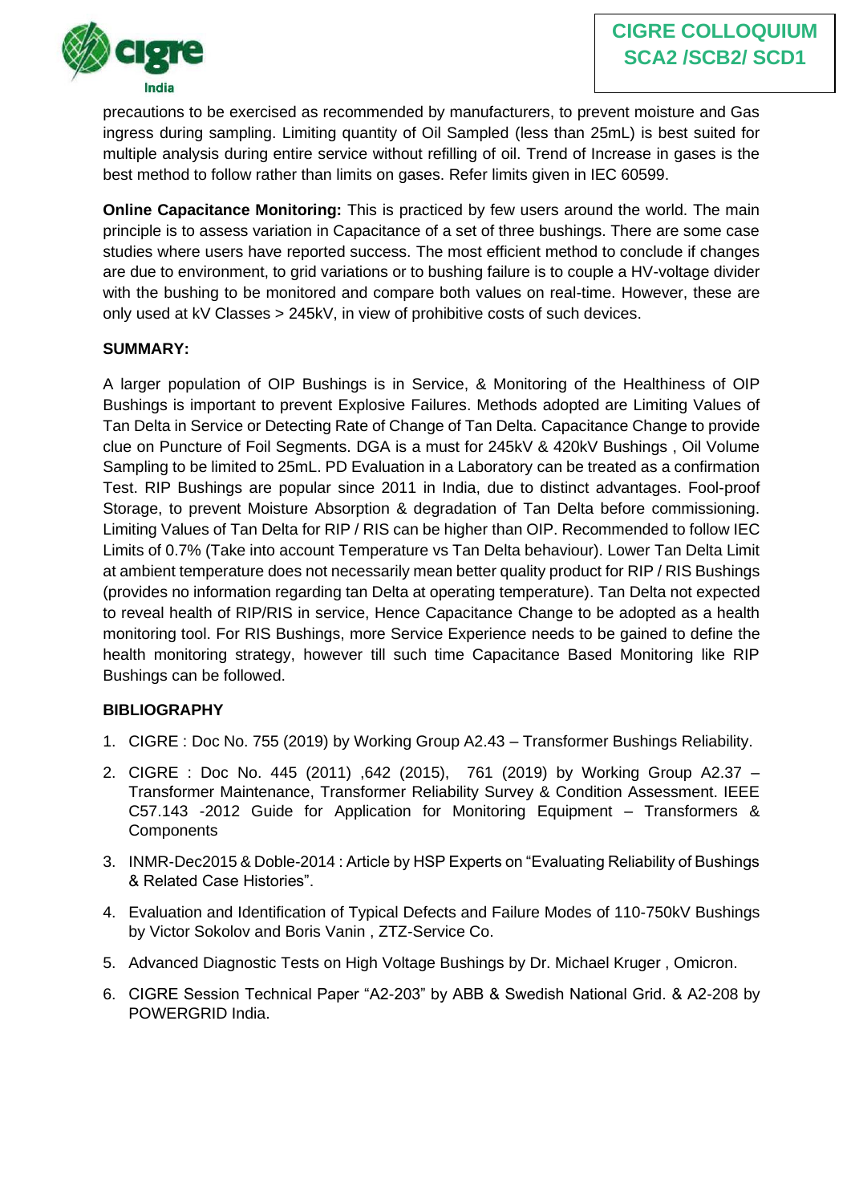precautions to be exercised as recommended by manufacturers, to prevent moisture and Gas ingress during sampling. Limiting quantity of Oil Sampled (less than 25mL) is best suited for multiple analysis during entire service without refilling of oil. Trend of Increase in gases is the best method to follow rather than limits on gases. Refer limits given in IEC 60599.

**Online Capacitance Monitoring:** This is practiced by few users around the world. The main principle is to assess variation in Capacitance of a set of three bushings. There are some case studies where users have reported success. The most efficient method to conclude if changes are due to environment, to grid variations or to bushing failure is to couple a HV-voltage divider with the bushing to be monitored and compare both values on real-time. However, these are only used at kV Classes > 245kV, in view of prohibitive costs of such devices.

**SUMMARY:**

A larger population of OIP Bushings is in Service, & Monitoring of the Healthiness of OIP Bushings is important to prevent Explosive Failures. Methods adopted are Limiting Values of Tan Delta in Service or Detecting Rate of Change of Tan Delta. Capacitance Change to provide clue on Puncture of Foil Segments. DGA is a must for 245kV & 420kV Bushings , Oil Volume Sampling to be limited to 25mL. PD Evaluation in a Laboratory can be treated as a confirmation Test. RIP Bushings are popular since 2011 in India, due to distinct advantages. Fool-proof Storage, to prevent Moisture Absorption & degradation of Tan Delta before commissioning. Limiting Values of Tan Delta for RIP / RIS can be higher than OIP. Recommended to follow IEC Limits of 0.7% (Take into account Temperature vs Tan Delta behaviour). Lower Tan Delta Limit at ambient temperature does not necessarily mean better quality product for RIP / RIS Bushings (provides no information regarding tan Delta at operating temperature). Tan Delta not expected to reveal health of RIP/RIS in service, Hence Capacitance Change to be adopted as a health monitoring tool. For RIS Bushings, more Service Experience needs to be gained to define the health monitoring strategy, however till such time Capacitance Based Monitoring like RIP Bushings can be followed.

**BIBLIOGRAPHY**

1. CIGRE : Doc No. 755 (2019) by Working Group A2.43 – Transformer Bushings Reliability.
2. CIGRE : Doc No. 445 (2011) ,642 (2015), 761 (2019) by Working Group A2.37 – Transformer Maintenance, Transformer Reliability Survey & Condition Assessment. IEEE C57.143 -2012 Guide for Application for Monitoring Equipment – Transformers & Components
3. INMR-Dec2015 & Doble-2014 : Article by HSP Experts on "Evaluating Reliability of Bushings & Related Case Histories".
4. Evaluation and Identification of Typical Defects and Failure Modes of 110-750kV Bushings by Victor Sokolov and Boris Vanin , ZTZ-Service Co.
5. Advanced Diagnostic Tests on High Voltage Bushings by Dr. Michael Kruger , Omicron.
6. CIGRE Session Technical Paper "A2-203" by ABB & Swedish National Grid. & A2-208 by POWERGRID India.